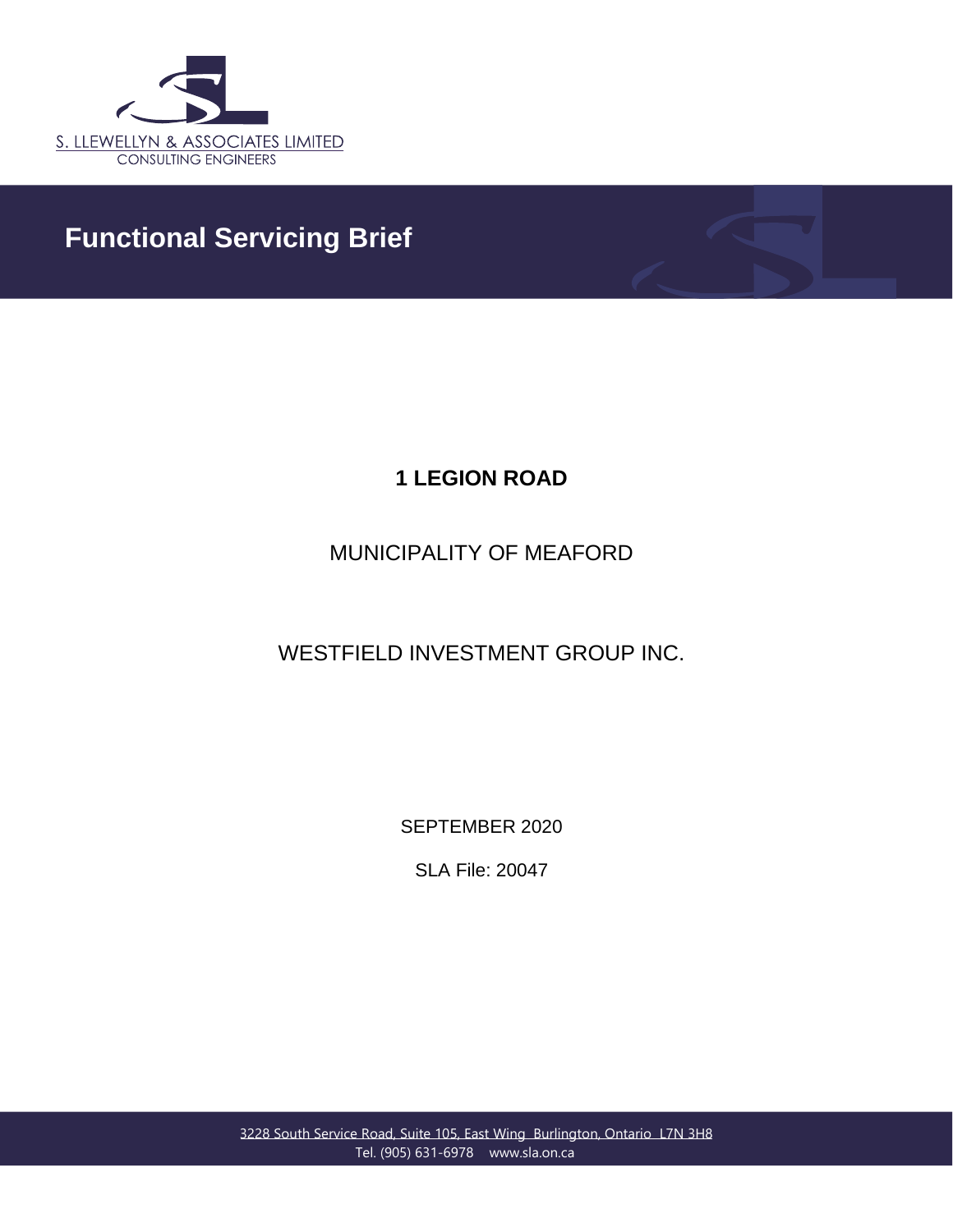S. LLEWELLYN & ASSOCIATES LIMITED
CONSULTING ENGINEERS

# Functional Servicing Brief

**1 LEGION ROAD**

MUNICIPALITY OF MEAFORD

WESTFIELD INVESTMENT GROUP INC.

SEPTEMBER 2020

SLA File: 20047

3228 South Service Road, Suite 105, East Wing Burlington, Ontario L7N 3H8
Tel. (905) 631-6978 www.sla.on.ca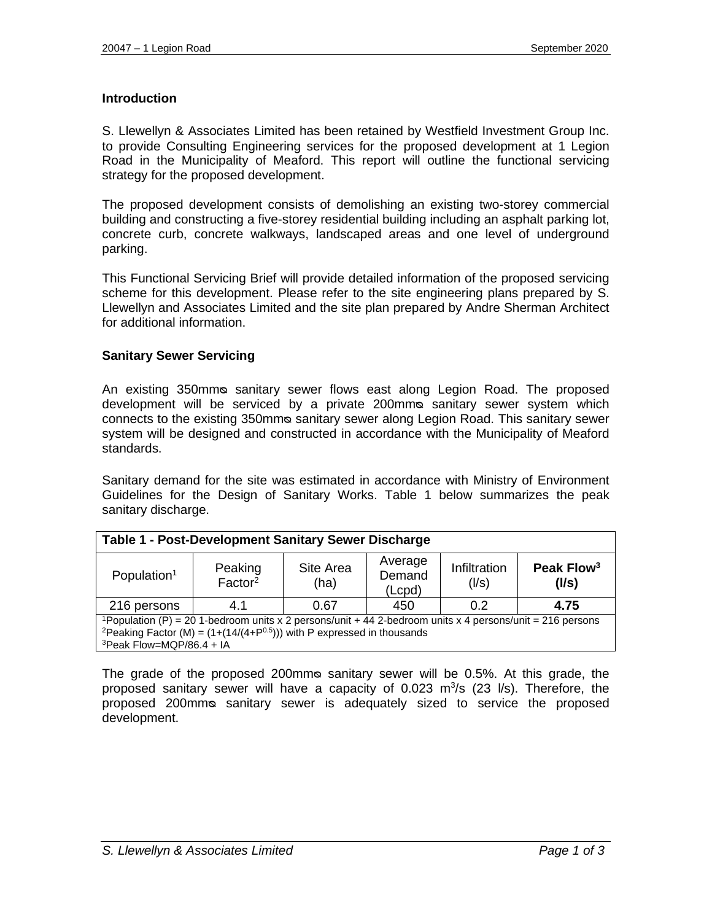## Introduction

S. Llewellyn & Associates Limited has been retained by Westfield Investment Group Inc. to provide Consulting Engineering services for the proposed development at 1 Legion Road in the Municipality of Meaford. This report will outline the functional servicing strategy for the proposed development.

The proposed development consists of demolishing an existing two-storey commercial building and constructing a five-storey residential building including an asphalt parking lot, concrete curb, concrete walkways, landscaped areas and one level of underground parking.

This Functional Servicing Brief will provide detailed information of the proposed servicing scheme for this development. Please refer to the site engineering plans prepared by S. Llewellyn and Associates Limited and the site plan prepared by Andre Sherman Architect for additional information.

## Sanitary Sewer Servicing

An existing 350mmø sanitary sewer flows east along Legion Road. The proposed development will be serviced by a private 200mmø sanitary sewer system which connects to the existing 350mmø sanitary sewer along Legion Road. This sanitary sewer system will be designed and constructed in accordance with the Municipality of Meaford standards.

Sanitary demand for the site was estimated in accordance with Ministry of Environment Guidelines for the Design of Sanitary Works. Table 1 below summarizes the peak sanitary discharge.

**Table 1 - Post-Development Sanitary Sewer Discharge**

| Population[1] | Peaking Factor[2] | Site Area (ha) | Average Demand (Lcpd) | Infiltration (l/s) | **Peak Flow[3] (l/s)** |
|---|---|---|---|---|---|
| 216 persons | 4.1 | 0.67 | 450 | 0.2 | **4.75** |

[1]Population (P) = 20 1-bedroom units x 2 persons/unit + 44 2-bedroom units x 4 persons/unit = 216 persons
[2]Peaking Factor (M) = $(1+(14/(4+P^{0.5})))$ with P expressed in thousands
[3]Peak Flow=MQP/86.4 + IA

The grade of the proposed 200mmø sanitary sewer will be 0.5%. At this grade, the proposed sanitary sewer will have a capacity of 0.023 $m^3/s$ (23 l/s). Therefore, the proposed 200mmø sanitary sewer is adequately sized to service the proposed development.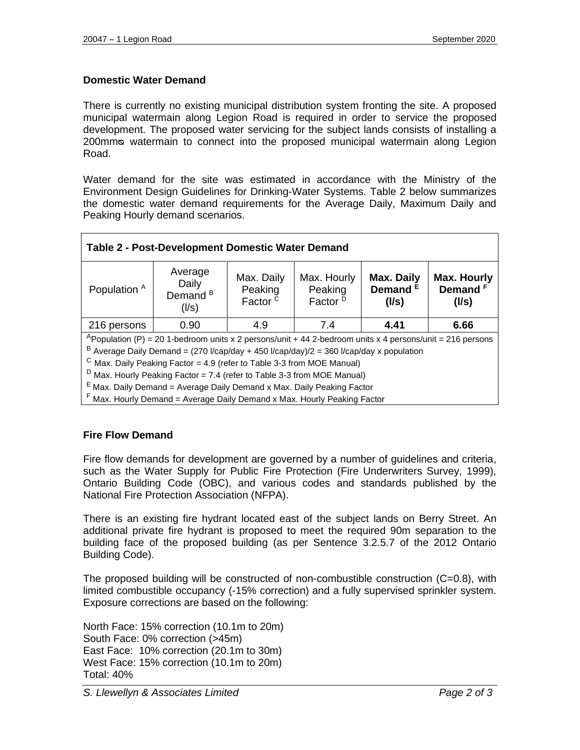### Domestic Water Demand

There is currently no existing municipal distribution system fronting the site. A proposed municipal watermain along Legion Road is required in order to service the proposed development. The proposed water servicing for the subject lands consists of installing a 200mmø watermain to connect into the proposed municipal watermain along Legion Road.

Water demand for the site was estimated in accordance with the Ministry of the Environment Design Guidelines for Drinking-Water Systems. Table 2 below summarizes the domestic water demand requirements for the Average Daily, Maximum Daily and Peaking Hourly demand scenarios.

**Table 2 - Post-Development Domestic Water Demand**

| Population [A] | Average Daily Demand [B] (l/s) | Max. Daily Peaking Factor [C] | Max. Hourly Peaking Factor [D] | **Max. Daily Demand [E] (l/s)** | **Max. Hourly Demand [F] (l/s)** |
|---|---|---|---|---|---|
| 216 persons | 0.90 | 4.9 | 7.4 | **4.41** | **6.66** |

[A] Population (P) = 20 1-bedroom units x 2 persons/unit + 44 2-bedroom units x 4 persons/unit = 216 persons
[B] Average Daily Demand = (270 l/cap/day + 450 l/cap/day)/2 = 360 l/cap/day x population
[C] Max. Daily Peaking Factor = 4.9 (refer to Table 3-3 from MOE Manual)
[D] Max. Hourly Peaking Factor = 7.4 (refer to Table 3-3 from MOE Manual)
[E] Max. Daily Demand = Average Daily Demand x Max. Daily Peaking Factor
[F] Max. Hourly Demand = Average Daily Demand x Max. Hourly Peaking Factor

### Fire Flow Demand

Fire flow demands for development are governed by a number of guidelines and criteria, such as the Water Supply for Public Fire Protection (Fire Underwriters Survey, 1999), Ontario Building Code (OBC), and various codes and standards published by the National Fire Protection Association (NFPA).

There is an existing fire hydrant located east of the subject lands on Berry Street. An additional private fire hydrant is proposed to meet the required 90m separation to the building face of the proposed building (as per Sentence 3.2.5.7 of the 2012 Ontario Building Code).

The proposed building will be constructed of non-combustible construction (C=0.8), with limited combustible occupancy (-15% correction) and a fully supervised sprinkler system. Exposure corrections are based on the following:

North Face: 15% correction (10.1m to 20m)
South Face: 0% correction (>45m)
East Face: 10% correction (20.1m to 30m)
West Face: 15% correction (10.1m to 20m)
Total: 40%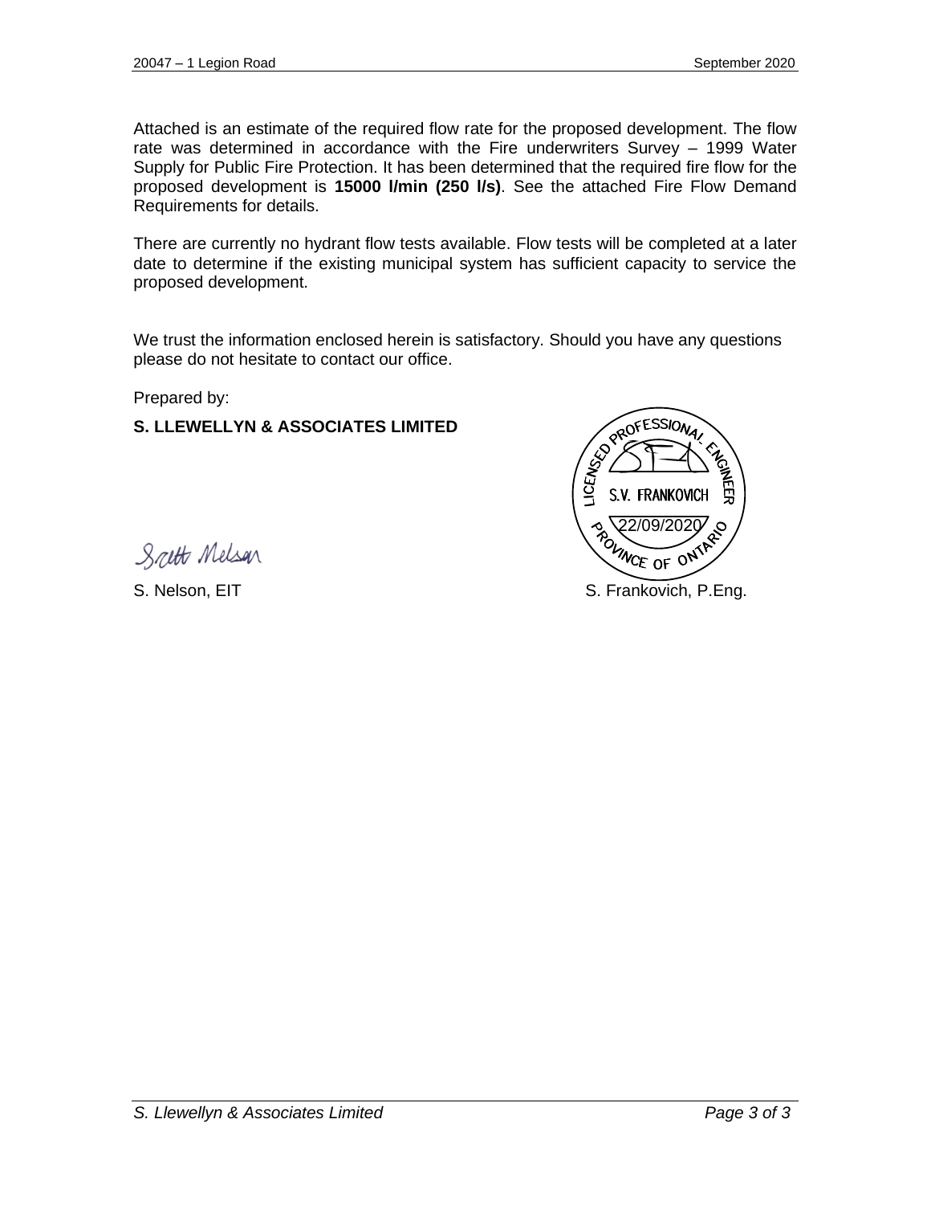Attached is an estimate of the required flow rate for the proposed development. The flow rate was determined in accordance with the Fire underwriters Survey – 1999 Water Supply for Public Fire Protection. It has been determined that the required fire flow for the proposed development is **15000 l/min (250 l/s)**. See the attached Fire Flow Demand Requirements for details.

There are currently no hydrant flow tests available. Flow tests will be completed at a later date to determine if the existing municipal system has sufficient capacity to service the proposed development.

We trust the information enclosed herein is satisfactory. Should you have any questions please do not hesitate to contact our office.

Prepared by:

**S. LLEWELLYN & ASSOCIATES LIMITED**

LICENSED PROFESSIONAL ENGINEER
S.V. FRANKOVICH
22/09/2020
PROVINCE OF ONTARIO

S. Nelson, EIT

S. Frankovich, P.Eng.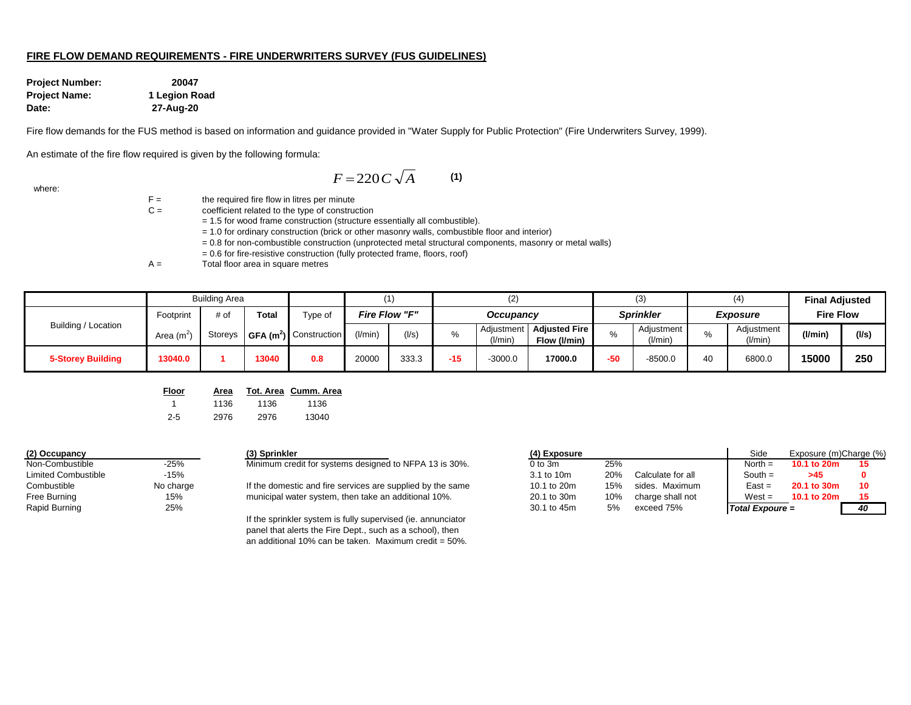## FIRE FLOW DEMAND REQUIREMENTS - FIRE UNDERWRITERS SURVEY (FUS GUIDELINES)

**Project Number:** **20047**
**Project Name:** **1 Legion Road**
**Date:** **27-Aug-20**

Fire flow demands for the FUS method is based on information and guidance provided in "Water Supply for Public Protection" (Fire Underwriters Survey, 1999).

An estimate of the fire flow required is given by the following formula:

$$F = 220C\sqrt{A} \qquad \textbf{(1)}$$

where:

F = the required fire flow in litres per minute

C = coefficient related to the type of construction
- = 1.5 for wood frame construction (structure essentially all combustible).
- = 1.0 for ordinary construction (brick or other masonry walls, combustible floor and interior)
- = 0.8 for non-combustible construction (unprotected metal structural components, masonry or metal walls)
- = 0.6 for fire-resistive construction (fully protected frame, floors, roof)

A = Total floor area in square metres

| | Building Area | | | | (1) | | (2) | | | (3) | | (4) | | **Final Adjusted** | |
|---|---|---|---|---|---|---|---|---|---|---|---|---|---|---|---|
| Building / Location | Footprint | # of | **Total** | Type of | ***Fire Flow "F"*** | | ***Occupancy*** | | | ***Sprinkler*** | | ***Exposure*** | | **Fire Flow** | |
| | Area ($m^2$) | Storeys | **GFA ($m^2$)** | Construction | (l/min) | (l/s) | % | Adjustment (l/min) | **Adjusted Fire Flow (l/min)** | % | Adjustment (l/min) | % | Adjustment (l/min) | **(l/min)** | **(l/s)** |
| **5-Storey Building** | **13040.0** | **1** | **13040** | **0.8** | 20000 | 333.3 | **-15** | -3000.0 | **17000.0** | **-50** | -8500.0 | 40 | 6800.0 | **15000** | **250** |

| Floor | Area | Tot. Area | Cumm. Area |
|---|---|---|---|
| 1 | 1136 | 1136 | 1136 |
| 2-5 | 2976 | 2976 | 13040 |

**(2) Occupancy**

| | |
|---|---|
| Non-Combustible | -25% |
| Limited Combustible | -15% |
| Combustible | No charge |
| Free Burning | 15% |
| Rapid Burning | 25% |

**(3) Sprinkler**

Minimum credit for systems designed to NFPA 13 is 30%.

If the domestic and fire services are supplied by the same municipal water system, then take an additional 10%.

If the sprinkler system is fully supervised (ie. annunciator panel that alerts the Fire Dept., such as a school), then an additional 10% can be taken. Maximum credit = 50%.

**(4) Exposure**

| | |
|---|---|
| 0 to 3m | 25% |
| 3.1 to 10m | 20% |
| 10.1 to 20m | 15% |
| 20.1 to 30m | 10% |
| 30.1 to 45m | 5% |

Calculate for all sides. Maximum charge shall not exceed 75%

| Side | Exposure (m) | Charge (%) |
|---|---|---|
| North = | **10.1 to 20m** | **15** |
| South = | **>45** | **0** |
| East = | **20.1 to 30m** | **10** |
| West = | **10.1 to 20m** | **15** |
| ***Total Expoure =*** | | ***40*** |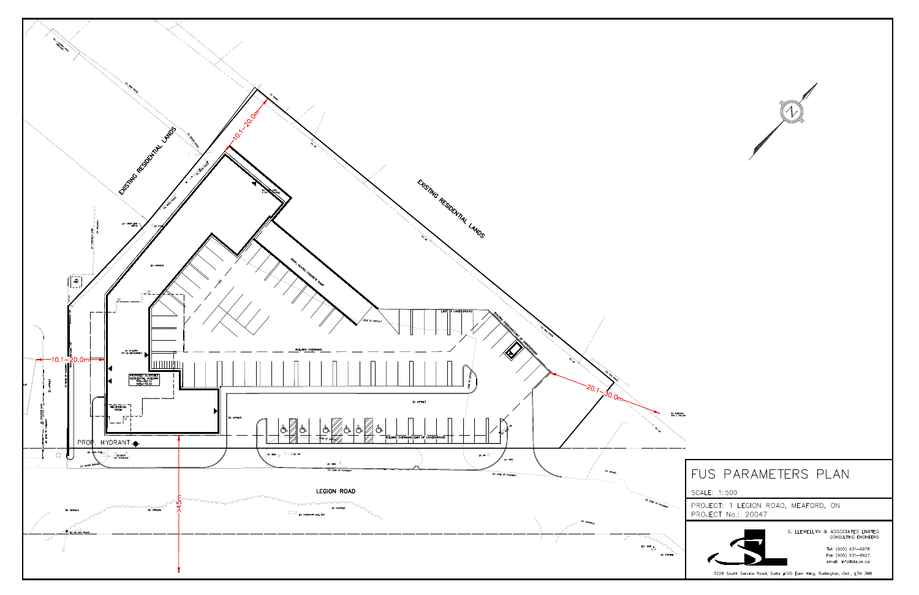# FUS PARAMETERS PLAN

SCALE: 1:500

PROJECT: 1 LEGION ROAD, MEAFORD, ON
PROJECT No.: 20047

S. LLEWELLYN & ASSOCIATES LIMITED
CONSULTING ENGINEERS

Tel. (905) 631-6978
Fax (905) 631-8927
email: info@sla.on.ca

3228 South Service Road, Suite #105 East Wing, Burlington, Ont., L7N 3H8

EXISTING RESIDENTIAL LANDS

EXISTING RESIDENTIAL LANDS

LEGION ROAD

PROP. HYDRANT

PROPOSED 5-STOREY RESIDENTIAL BUILDING

MECHANICAL ROOM

BUILDING OVERHANG

LIMIT OF UNDERGROUND

PROP. HEATED CONCRETE RAMP

10.1–20.0m

10.1–20.0m

20.1–30.0m

>45m